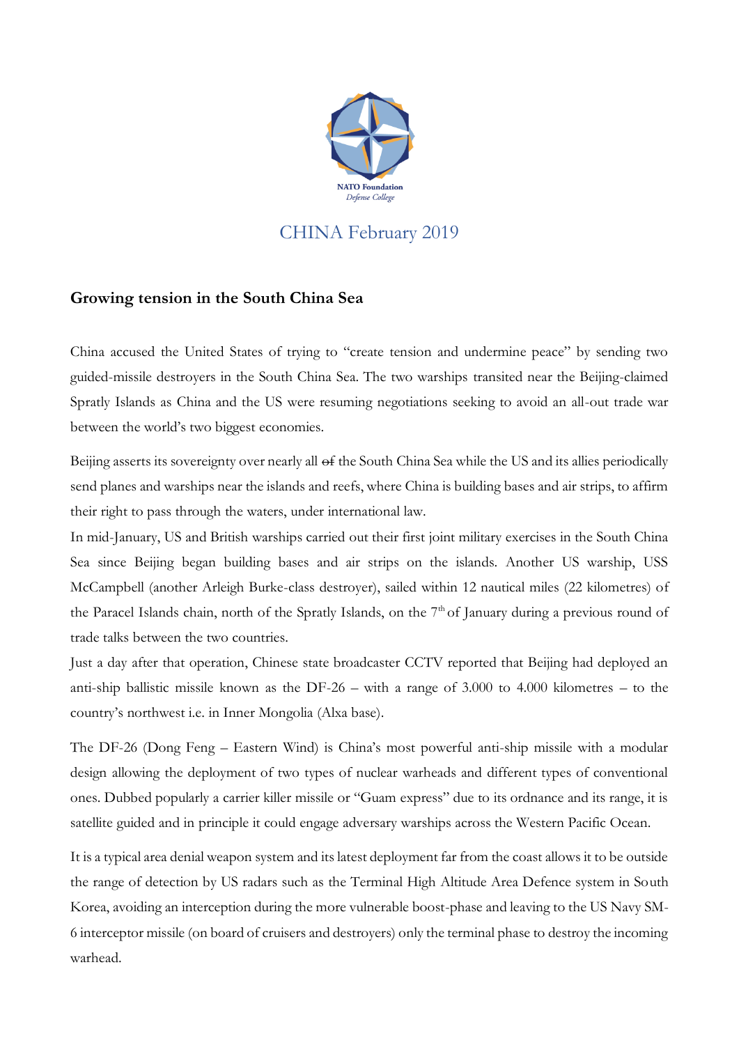NATO Foundation
*Defense College*

# CHINA February 2019

## Growing tension in the South China Sea

China accused the United States of trying to "create tension and undermine peace" by sending two guided-missile destroyers in the South China Sea. The two warships transited near the Beijing-claimed Spratly Islands as China and the US were resuming negotiations seeking to avoid an all-out trade war between the world's two biggest economies.

Beijing asserts its sovereignty over nearly all ~~of~~ the South China Sea while the US and its allies periodically send planes and warships near the islands and reefs, where China is building bases and air strips, to affirm their right to pass through the waters, under international law.

In mid-January, US and British warships carried out their first joint military exercises in the South China Sea since Beijing began building bases and air strips on the islands. Another US warship, USS McCampbell (another Arleigh Burke-class destroyer), sailed within 12 nautical miles (22 kilometres) of the Paracel Islands chain, north of the Spratly Islands, on the 7th of January during a previous round of trade talks between the two countries.

Just a day after that operation, Chinese state broadcaster CCTV reported that Beijing had deployed an anti-ship ballistic missile known as the DF-26 – with a range of 3.000 to 4.000 kilometres – to the country's northwest i.e. in Inner Mongolia (Alxa base).

The DF-26 (Dong Feng – Eastern Wind) is China's most powerful anti-ship missile with a modular design allowing the deployment of two types of nuclear warheads and different types of conventional ones. Dubbed popularly a carrier killer missile or "Guam express" due to its ordnance and its range, it is satellite guided and in principle it could engage adversary warships across the Western Pacific Ocean.

It is a typical area denial weapon system and its latest deployment far from the coast allows it to be outside the range of detection by US radars such as the Terminal High Altitude Area Defence system in South Korea, avoiding an interception during the more vulnerable boost-phase and leaving to the US Navy SM-6 interceptor missile (on board of cruisers and destroyers) only the terminal phase to destroy the incoming warhead.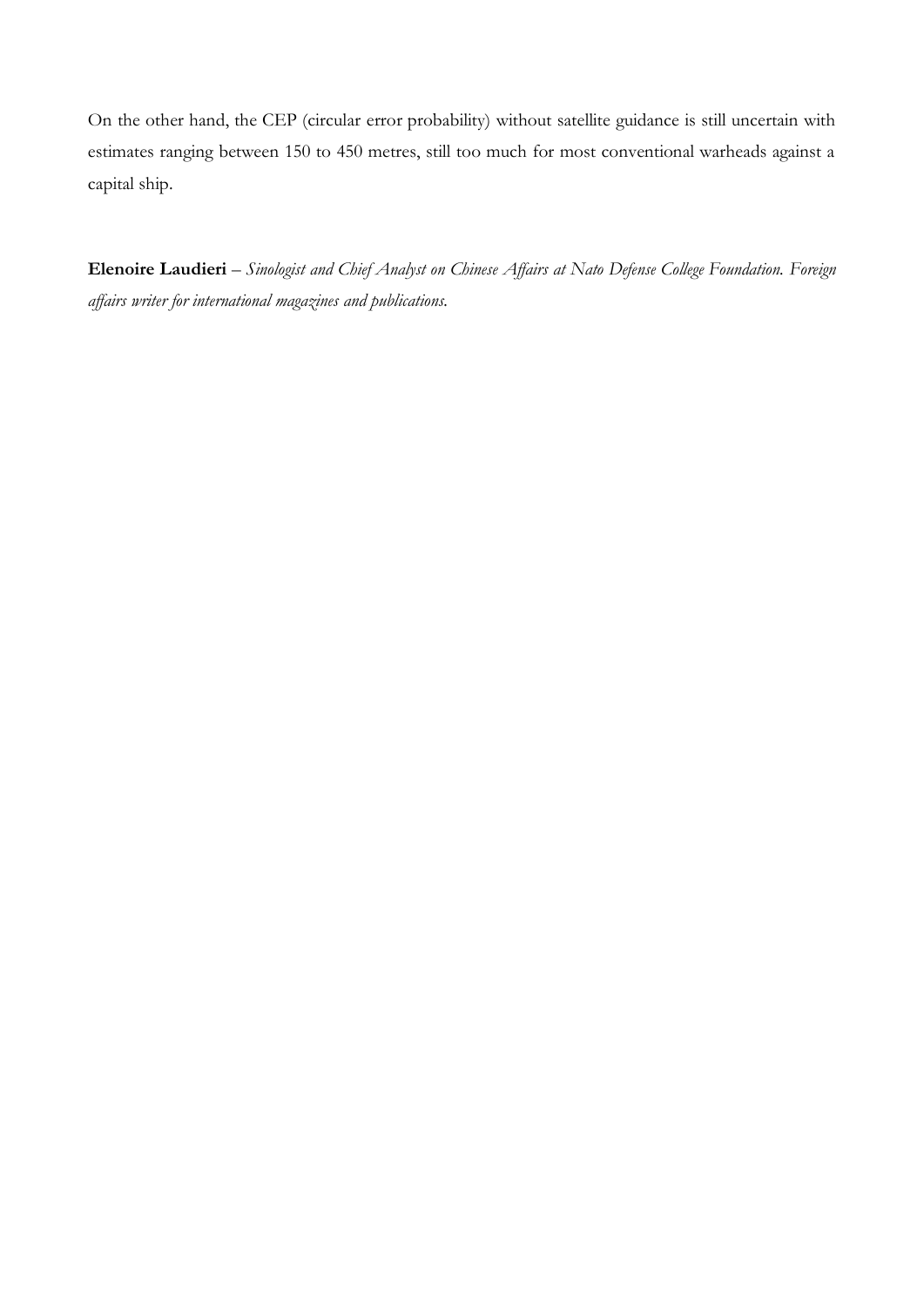On the other hand, the CEP (circular error probability) without satellite guidance is still uncertain with estimates ranging between 150 to 450 metres, still too much for most conventional warheads against a capital ship.

**Elenoire Laudieri** – *Sinologist and Chief Analyst on Chinese Affairs at Nato Defense College Foundation. Foreign affairs writer for international magazines and publications.*